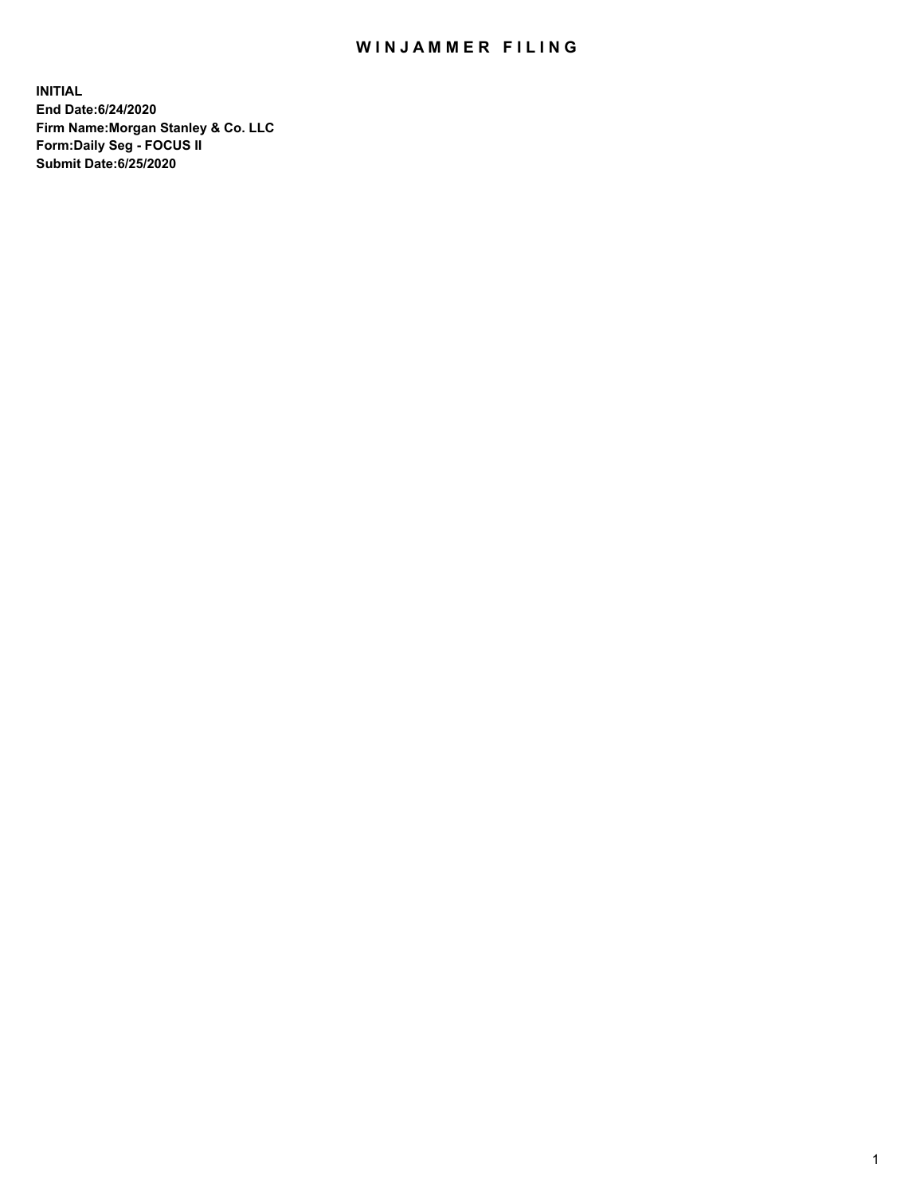# WINJAMMER FILING

**INITIAL**
**End Date:6/24/2020**
**Firm Name:Morgan Stanley & Co. LLC**
**Form:Daily Seg - FOCUS II**
**Submit Date:6/25/2020**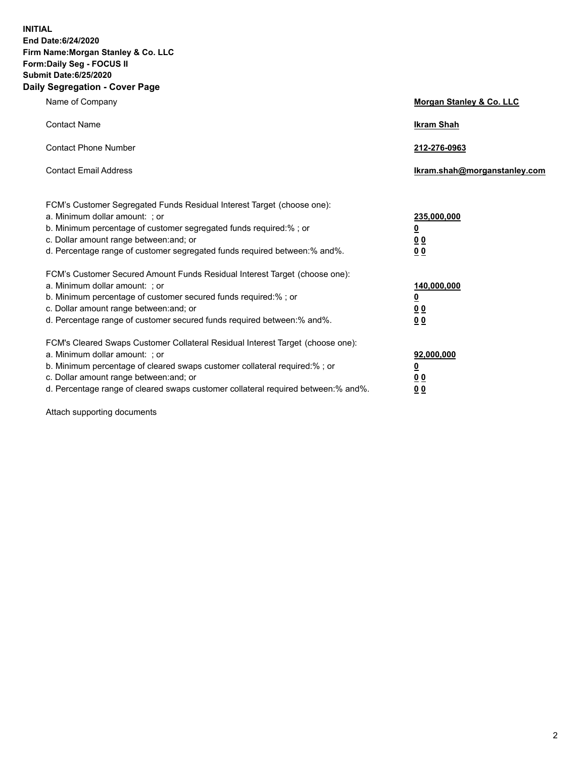**INITIAL**
**End Date:6/24/2020**
**Firm Name:Morgan Stanley & Co. LLC**
**Form:Daily Seg - FOCUS II**
**Submit Date:6/25/2020**

## Daily Segregation - Cover Page

| | |
|---|---|
| Name of Company | **Morgan Stanley & Co. LLC** |
| Contact Name | **Ikram Shah** |
| Contact Phone Number | **212-276-0963** |
| Contact Email Address | **Ikram.shah@morganstanley.com** |

FCM's Customer Segregated Funds Residual Interest Target (choose one):

| | |
|---|---|
| a. Minimum dollar amount: ; or | **235,000,000** |
| b. Minimum percentage of customer segregated funds required:% ; or | **0** |
| c. Dollar amount range between:and; or | **0 0** |
| d. Percentage range of customer segregated funds required between:% and%. | **0 0** |

FCM's Customer Secured Amount Funds Residual Interest Target (choose one):

| | |
|---|---|
| a. Minimum dollar amount: ; or | **140,000,000** |
| b. Minimum percentage of customer secured funds required:% ; or | **0** |
| c. Dollar amount range between:and; or | **0 0** |
| d. Percentage range of customer secured funds required between:% and%. | **0 0** |

FCM's Cleared Swaps Customer Collateral Residual Interest Target (choose one):

| | |
|---|---|
| a. Minimum dollar amount: ; or | **92,000,000** |
| b. Minimum percentage of cleared swaps customer collateral required:% ; or | **0** |
| c. Dollar amount range between:and; or | **0 0** |
| d. Percentage range of cleared swaps customer collateral required between:% and%. | **0 0** |

Attach supporting documents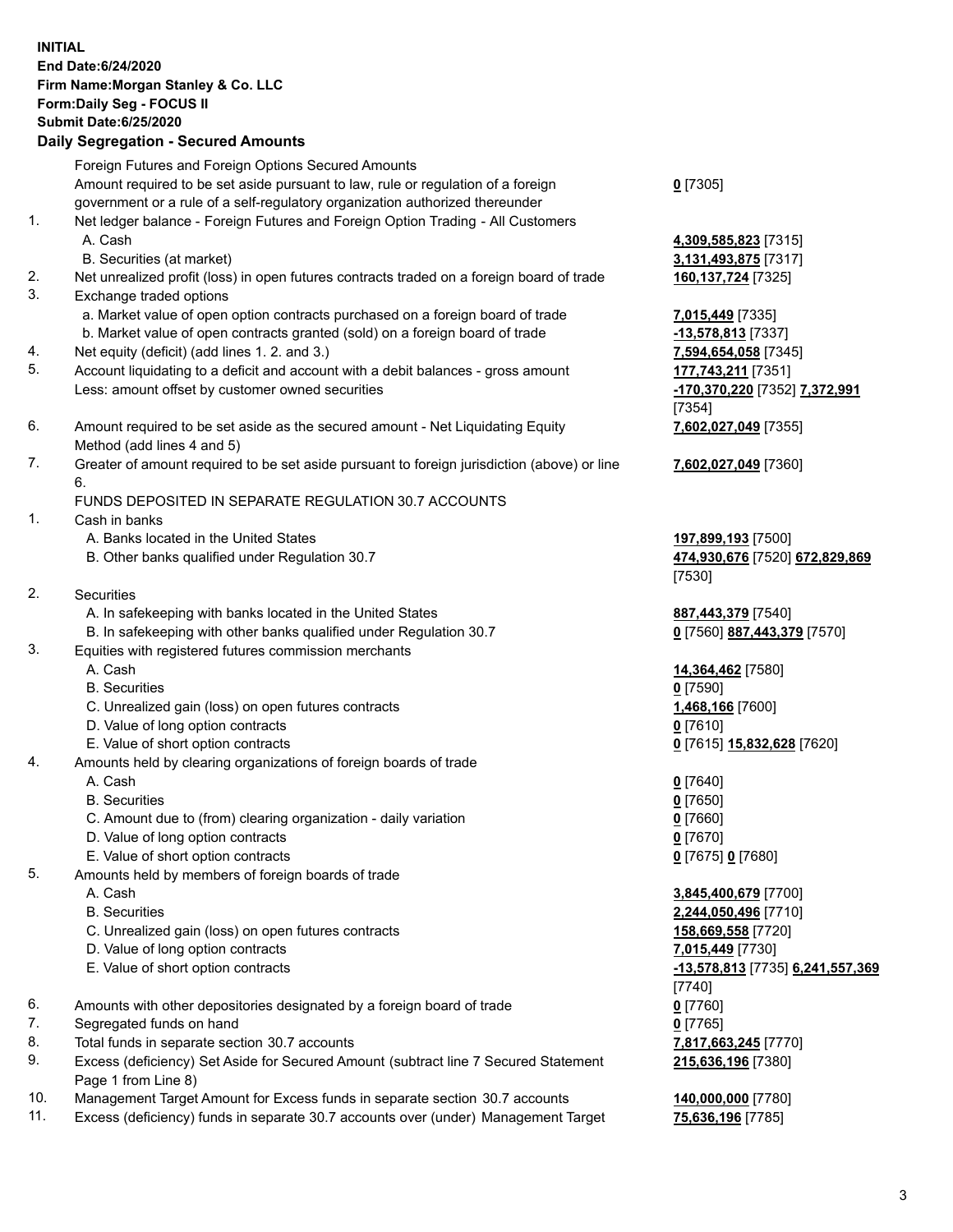**INITIAL**
**End Date:6/24/2020**
**Firm Name:Morgan Stanley & Co. LLC**
**Form:Daily Seg - FOCUS II**
**Submit Date:6/25/2020**

## Daily Segregation - Secured Amounts

| | | |
|---|---|---|
| | Foreign Futures and Foreign Options Secured Amounts | |
| | Amount required to be set aside pursuant to law, rule or regulation of a foreign government or a rule of a self-regulatory organization authorized thereunder | **0** [7305] |
| 1. | Net ledger balance - Foreign Futures and Foreign Option Trading - All Customers | |
| | A. Cash | **4,309,585,823** [7315] |
| | B. Securities (at market) | **3,131,493,875** [7317] |
| 2. | Net unrealized profit (loss) in open futures contracts traded on a foreign board of trade | **160,137,724** [7325] |
| 3. | Exchange traded options | |
| | a. Market value of open option contracts purchased on a foreign board of trade | **7,015,449** [7335] |
| | b. Market value of open contracts granted (sold) on a foreign board of trade | **-13,578,813** [7337] |
| 4. | Net equity (deficit) (add lines 1. 2. and 3.) | **7,594,654,058** [7345] |
| 5. | Account liquidating to a deficit and account with a debit balances - gross amount | **177,743,211** [7351] |
| | Less: amount offset by customer owned securities | **-170,370,220** [7352] **7,372,991** [7354] |
| 6. | Amount required to be set aside as the secured amount - Net Liquidating Equity Method (add lines 4 and 5) | **7,602,027,049** [7355] |
| 7. | Greater of amount required to be set aside pursuant to foreign jurisdiction (above) or line 6. | **7,602,027,049** [7360] |
| | FUNDS DEPOSITED IN SEPARATE REGULATION 30.7 ACCOUNTS | |
| 1. | Cash in banks | |
| | A. Banks located in the United States | **197,899,193** [7500] |
| | B. Other banks qualified under Regulation 30.7 | **474,930,676** [7520] **672,829,869** [7530] |
| 2. | Securities | |
| | A. In safekeeping with banks located in the United States | **887,443,379** [7540] |
| | B. In safekeeping with other banks qualified under Regulation 30.7 | **0** [7560] **887,443,379** [7570] |
| 3. | Equities with registered futures commission merchants | |
| | A. Cash | **14,364,462** [7580] |
| | B. Securities | **0** [7590] |
| | C. Unrealized gain (loss) on open futures contracts | **1,468,166** [7600] |
| | D. Value of long option contracts | **0** [7610] |
| | E. Value of short option contracts | **0** [7615] **15,832,628** [7620] |
| 4. | Amounts held by clearing organizations of foreign boards of trade | |
| | A. Cash | **0** [7640] |
| | B. Securities | **0** [7650] |
| | C. Amount due to (from) clearing organization - daily variation | **0** [7660] |
| | D. Value of long option contracts | **0** [7670] |
| | E. Value of short option contracts | **0** [7675] **0** [7680] |
| 5. | Amounts held by members of foreign boards of trade | |
| | A. Cash | **3,845,400,679** [7700] |
| | B. Securities | **2,244,050,496** [7710] |
| | C. Unrealized gain (loss) on open futures contracts | **158,669,558** [7720] |
| | D. Value of long option contracts | **7,015,449** [7730] |
| | E. Value of short option contracts | **-13,578,813** [7735] **6,241,557,369** [7740] |
| 6. | Amounts with other depositories designated by a foreign board of trade | **0** [7760] |
| 7. | Segregated funds on hand | **0** [7765] |
| 8. | Total funds in separate section 30.7 accounts | **7,817,663,245** [7770] |
| 9. | Excess (deficiency) Set Aside for Secured Amount (subtract line 7 Secured Statement Page 1 from Line 8) | **215,636,196** [7380] |
| 10. | Management Target Amount for Excess funds in separate section 30.7 accounts | **140,000,000** [7780] |
| 11. | Excess (deficiency) funds in separate 30.7 accounts over (under) Management Target | **75,636,196** [7785] |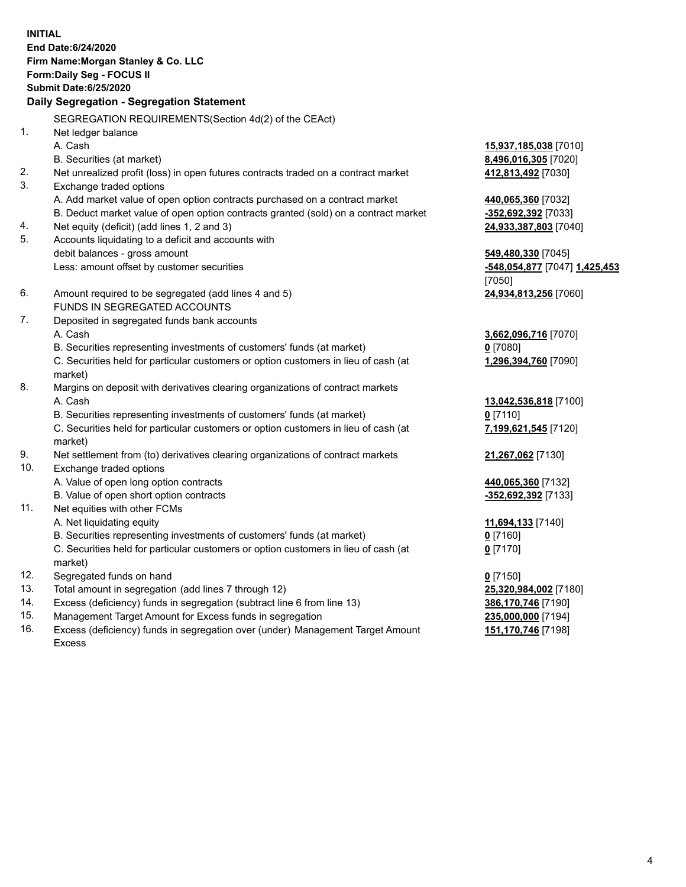**INITIAL**
**End Date:6/24/2020**
**Firm Name:Morgan Stanley & Co. LLC**
**Form:Daily Seg - FOCUS II**
**Submit Date:6/25/2020**

### Daily Segregation - Segregation Statement

| | | |
|---|---|---|
| | SEGREGATION REQUIREMENTS(Section 4d(2) of the CEAct) | |
| 1. | Net ledger balance | |
| | A. Cash | **15,937,185,038** [7010] |
| | B. Securities (at market) | **8,496,016,305** [7020] |
| 2. | Net unrealized profit (loss) in open futures contracts traded on a contract market | **412,813,492** [7030] |
| 3. | Exchange traded options | |
| | A. Add market value of open option contracts purchased on a contract market | **440,065,360** [7032] |
| | B. Deduct market value of open option contracts granted (sold) on a contract market | **-352,692,392** [7033] |
| 4. | Net equity (deficit) (add lines 1, 2 and 3) | **24,933,387,803** [7040] |
| 5. | Accounts liquidating to a deficit and accounts with debit balances - gross amount | **549,480,330** [7045] |
| | Less: amount offset by customer securities | **-548,054,877** [7047] **1,425,453** [7050] |
| 6. | Amount required to be segregated (add lines 4 and 5) | **24,934,813,256** [7060] |
| | FUNDS IN SEGREGATED ACCOUNTS | |
| 7. | Deposited in segregated funds bank accounts | |
| | A. Cash | **3,662,096,716** [7070] |
| | B. Securities representing investments of customers' funds (at market) | **0** [7080] |
| | C. Securities held for particular customers or option customers in lieu of cash (at market) | **1,296,394,760** [7090] |
| 8. | Margins on deposit with derivatives clearing organizations of contract markets | |
| | A. Cash | **13,042,536,818** [7100] |
| | B. Securities representing investments of customers' funds (at market) | **0** [7110] |
| | C. Securities held for particular customers or option customers in lieu of cash (at market) | **7,199,621,545** [7120] |
| 9. | Net settlement from (to) derivatives clearing organizations of contract markets | **21,267,062** [7130] |
| 10. | Exchange traded options | |
| | A. Value of open long option contracts | **440,065,360** [7132] |
| | B. Value of open short option contracts | **-352,692,392** [7133] |
| 11. | Net equities with other FCMs | |
| | A. Net liquidating equity | **11,694,133** [7140] |
| | B. Securities representing investments of customers' funds (at market) | **0** [7160] |
| | C. Securities held for particular customers or option customers in lieu of cash (at market) | **0** [7170] |
| 12. | Segregated funds on hand | **0** [7150] |
| 13. | Total amount in segregation (add lines 7 through 12) | **25,320,984,002** [7180] |
| 14. | Excess (deficiency) funds in segregation (subtract line 6 from line 13) | **386,170,746** [7190] |
| 15. | Management Target Amount for Excess funds in segregation | **235,000,000** [7194] |
| 16. | Excess (deficiency) funds in segregation over (under) Management Target Amount Excess | **151,170,746** [7198] |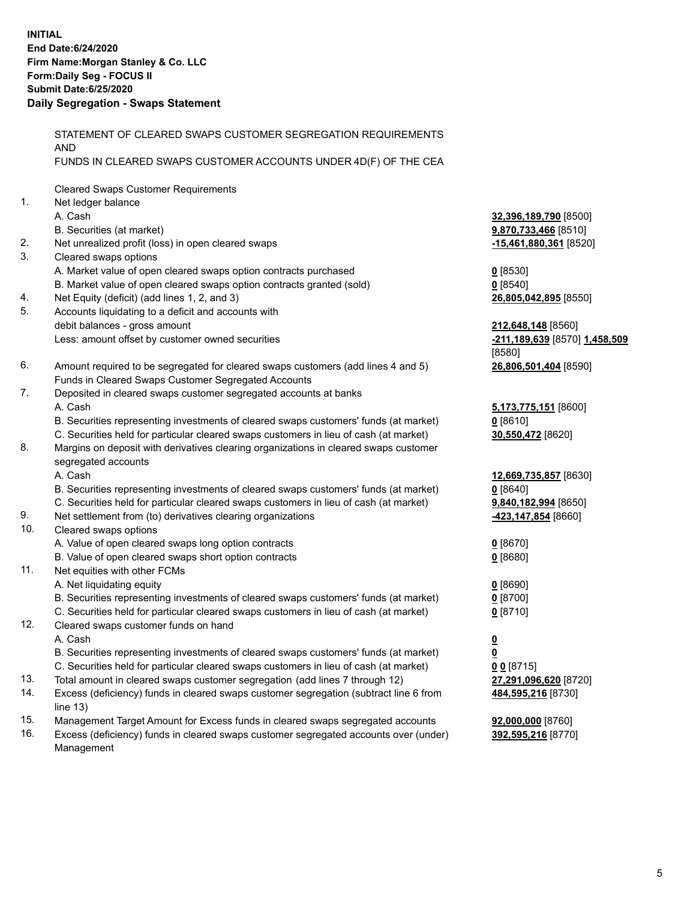**INITIAL**
**End Date:6/24/2020**
**Firm Name:Morgan Stanley & Co. LLC**
**Form:Daily Seg - FOCUS II**
**Submit Date:6/25/2020**
**Daily Segregation - Swaps Statement**

STATEMENT OF CLEARED SWAPS CUSTOMER SEGREGATION REQUIREMENTS AND FUNDS IN CLEARED SWAPS CUSTOMER ACCOUNTS UNDER 4D(F) OF THE CEA

| | | |
|---|---|---|
| | Cleared Swaps Customer Requirements | |
| 1. | Net ledger balance | |
| | A. Cash | **32,396,189,790** [8500] |
| | B. Securities (at market) | **9,870,733,466** [8510] |
| 2. | Net unrealized profit (loss) in open cleared swaps | **-15,461,880,361** [8520] |
| 3. | Cleared swaps options | |
| | A. Market value of open cleared swaps option contracts purchased | **0** [8530] |
| | B. Market value of open cleared swaps option contracts granted (sold) | **0** [8540] |
| 4. | Net Equity (deficit) (add lines 1, 2, and 3) | **26,805,042,895** [8550] |
| 5. | Accounts liquidating to a deficit and accounts with debit balances - gross amount | **212,648,148** [8560] |
| | Less: amount offset by customer owned securities | **-211,189,639** [8570] **1,458,509** [8580] |
| 6. | Amount required to be segregated for cleared swaps customers (add lines 4 and 5) | **26,806,501,404** [8590] |
| | Funds in Cleared Swaps Customer Segregated Accounts | |
| 7. | Deposited in cleared swaps customer segregated accounts at banks | |
| | A. Cash | **5,173,775,151** [8600] |
| | B. Securities representing investments of cleared swaps customers' funds (at market) | **0** [8610] |
| | C. Securities held for particular cleared swaps customers in lieu of cash (at market) | **30,550,472** [8620] |
| 8. | Margins on deposit with derivatives clearing organizations in cleared swaps customer segregated accounts | |
| | A. Cash | **12,669,735,857** [8630] |
| | B. Securities representing investments of cleared swaps customers' funds (at market) | **0** [8640] |
| | C. Securities held for particular cleared swaps customers in lieu of cash (at market) | **9,840,182,994** [8650] |
| 9. | Net settlement from (to) derivatives clearing organizations | **-423,147,854** [8660] |
| 10. | Cleared swaps options | |
| | A. Value of open cleared swaps long option contracts | **0** [8670] |
| | B. Value of open cleared swaps short option contracts | **0** [8680] |
| 11. | Net equities with other FCMs | |
| | A. Net liquidating equity | **0** [8690] |
| | B. Securities representing investments of cleared swaps customers' funds (at market) | **0** [8700] |
| | C. Securities held for particular cleared swaps customers in lieu of cash (at market) | **0** [8710] |
| 12. | Cleared swaps customer funds on hand | |
| | A. Cash | **0** |
| | B. Securities representing investments of cleared swaps customers' funds (at market) | **0** |
| | C. Securities held for particular cleared swaps customers in lieu of cash (at market) | **0** **0** [8715] |
| 13. | Total amount in cleared swaps customer segregation (add lines 7 through 12) | **27,291,096,620** [8720] |
| 14. | Excess (deficiency) funds in cleared swaps customer segregation (subtract line 6 from line 13) | **484,595,216** [8730] |
| 15. | Management Target Amount for Excess funds in cleared swaps segregated accounts | **92,000,000** [8760] |
| 16. | Excess (deficiency) funds in cleared swaps customer segregated accounts over (under) Management | **392,595,216** [8770] |